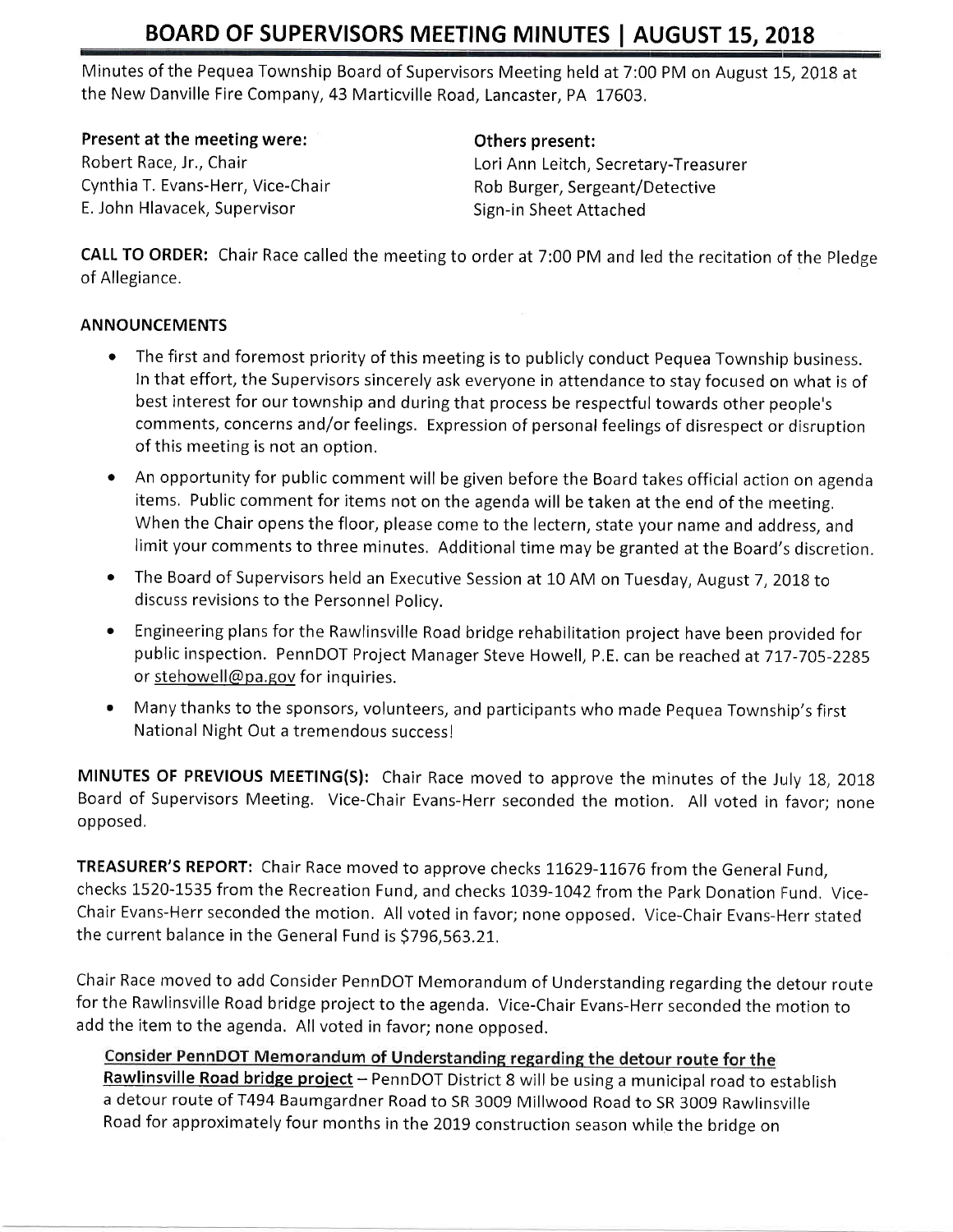# BOARD OF SUPERVISORS MEETING MINUTES | AUGUST 15, 2018

Minutes of the Pequea Township Board of Supervisors Meeting held at 7:00 PM on August 15, 2018 at the New Danville Fire Company, 43 Marticville Road, Lancaster, PA 17603.

**Present at the meeting were:**
Robert Race, Jr., Chair
Cynthia T. Evans-Herr, Vice-Chair
E. John Hlavacek, Supervisor

**Others present:**
Lori Ann Leitch, Secretary-Treasurer
Rob Burger, Sergeant/Detective
Sign-in Sheet Attached

**CALL TO ORDER:** Chair Race called the meeting to order at 7:00 PM and led the recitation of the Pledge of Allegiance.

**ANNOUNCEMENTS**

- The first and foremost priority of this meeting is to publicly conduct Pequea Township business. In that effort, the Supervisors sincerely ask everyone in attendance to stay focused on what is of best interest for our township and during that process be respectful towards other people's comments, concerns and/or feelings. Expression of personal feelings of disrespect or disruption of this meeting is not an option.
- An opportunity for public comment will be given before the Board takes official action on agenda items. Public comment for items not on the agenda will be taken at the end of the meeting. When the Chair opens the floor, please come to the lectern, state your name and address, and limit your comments to three minutes. Additional time may be granted at the Board's discretion.
- The Board of Supervisors held an Executive Session at 10 AM on Tuesday, August 7, 2018 to discuss revisions to the Personnel Policy.
- Engineering plans for the Rawlinsville Road bridge rehabilitation project have been provided for public inspection. PennDOT Project Manager Steve Howell, P.E. can be reached at 717-705-2285 or stehowell@pa.gov for inquiries.
- Many thanks to the sponsors, volunteers, and participants who made Pequea Township's first National Night Out a tremendous success!

**MINUTES OF PREVIOUS MEETING(S):** Chair Race moved to approve the minutes of the July 18, 2018 Board of Supervisors Meeting. Vice-Chair Evans-Herr seconded the motion. All voted in favor; none opposed.

**TREASURER'S REPORT:** Chair Race moved to approve checks 11629-11676 from the General Fund, checks 1520-1535 from the Recreation Fund, and checks 1039-1042 from the Park Donation Fund. Vice-Chair Evans-Herr seconded the motion. All voted in favor; none opposed. Vice-Chair Evans-Herr stated the current balance in the General Fund is $796,563.21.

Chair Race moved to add Consider PennDOT Memorandum of Understanding regarding the detour route for the Rawlinsville Road bridge project to the agenda. Vice-Chair Evans-Herr seconded the motion to add the item to the agenda. All voted in favor; none opposed.

**Consider PennDOT Memorandum of Understanding regarding the detour route for the Rawlinsville Road bridge project** – PennDOT District 8 will be using a municipal road to establish a detour route of T494 Baumgardner Road to SR 3009 Millwood Road to SR 3009 Rawlinsville Road for approximately four months in the 2019 construction season while the bridge on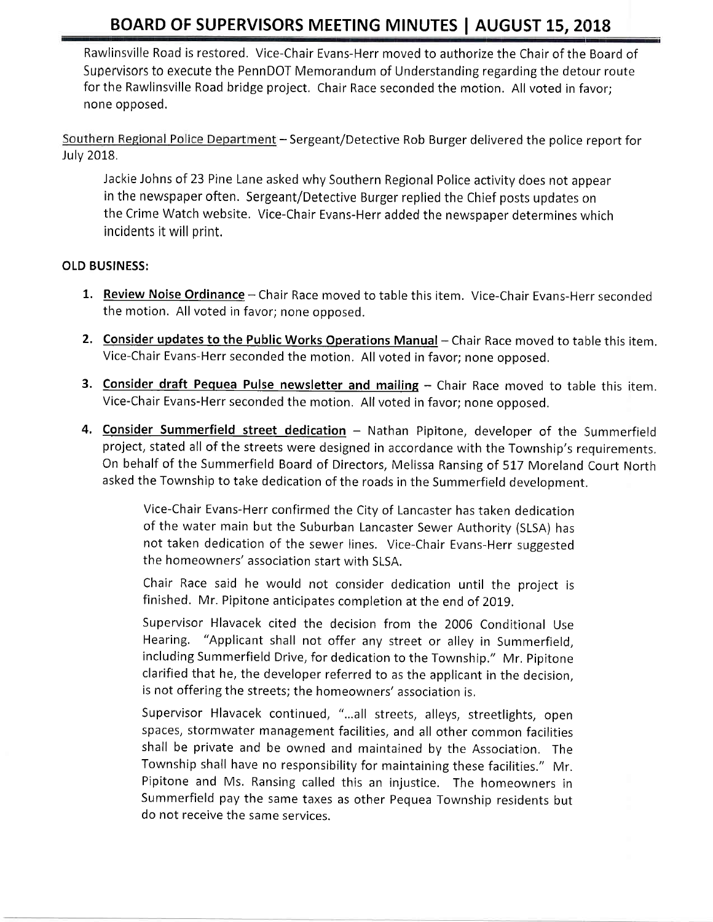Rawlinsville Road is restored. Vice-Chair Evans-Herr moved to authorize the Chair of the Board of Supervisors to execute the PennDOT Memorandum of Understanding regarding the detour route for the Rawlinsville Road bridge project. Chair Race seconded the motion. All voted in favor; none opposed.

Southern Regional Police Department – Sergeant/Detective Rob Burger delivered the police report for July 2018.

> Jackie Johns of 23 Pine Lane asked why Southern Regional Police activity does not appear in the newspaper often. Sergeant/Detective Burger replied the Chief posts updates on the Crime Watch website. Vice-Chair Evans-Herr added the newspaper determines which incidents it will print.

**OLD BUSINESS:**

1. **Review Noise Ordinance** – Chair Race moved to table this item. Vice-Chair Evans-Herr seconded the motion. All voted in favor; none opposed.

2. **Consider updates to the Public Works Operations Manual** – Chair Race moved to table this item. Vice-Chair Evans-Herr seconded the motion. All voted in favor; none opposed.

3. **Consider draft Pequea Pulse newsletter and mailing** – Chair Race moved to table this item. Vice-Chair Evans-Herr seconded the motion. All voted in favor; none opposed.

4. **Consider Summerfield street dedication** – Nathan Pipitone, developer of the Summerfield project, stated all of the streets were designed in accordance with the Township's requirements. On behalf of the Summerfield Board of Directors, Melissa Ransing of 517 Moreland Court North asked the Township to take dedication of the roads in the Summerfield development.

   Vice-Chair Evans-Herr confirmed the City of Lancaster has taken dedication of the water main but the Suburban Lancaster Sewer Authority (SLSA) has not taken dedication of the sewer lines. Vice-Chair Evans-Herr suggested the homeowners' association start with SLSA.

   Chair Race said he would not consider dedication until the project is finished. Mr. Pipitone anticipates completion at the end of 2019.

   Supervisor Hlavacek cited the decision from the 2006 Conditional Use Hearing. "Applicant shall not offer any street or alley in Summerfield, including Summerfield Drive, for dedication to the Township." Mr. Pipitone clarified that he, the developer referred to as the applicant in the decision, is not offering the streets; the homeowners' association is.

   Supervisor Hlavacek continued, "...all streets, alleys, streetlights, open spaces, stormwater management facilities, and all other common facilities shall be private and be owned and maintained by the Association. The Township shall have no responsibility for maintaining these facilities." Mr. Pipitone and Ms. Ransing called this an injustice. The homeowners in Summerfield pay the same taxes as other Pequea Township residents but do not receive the same services.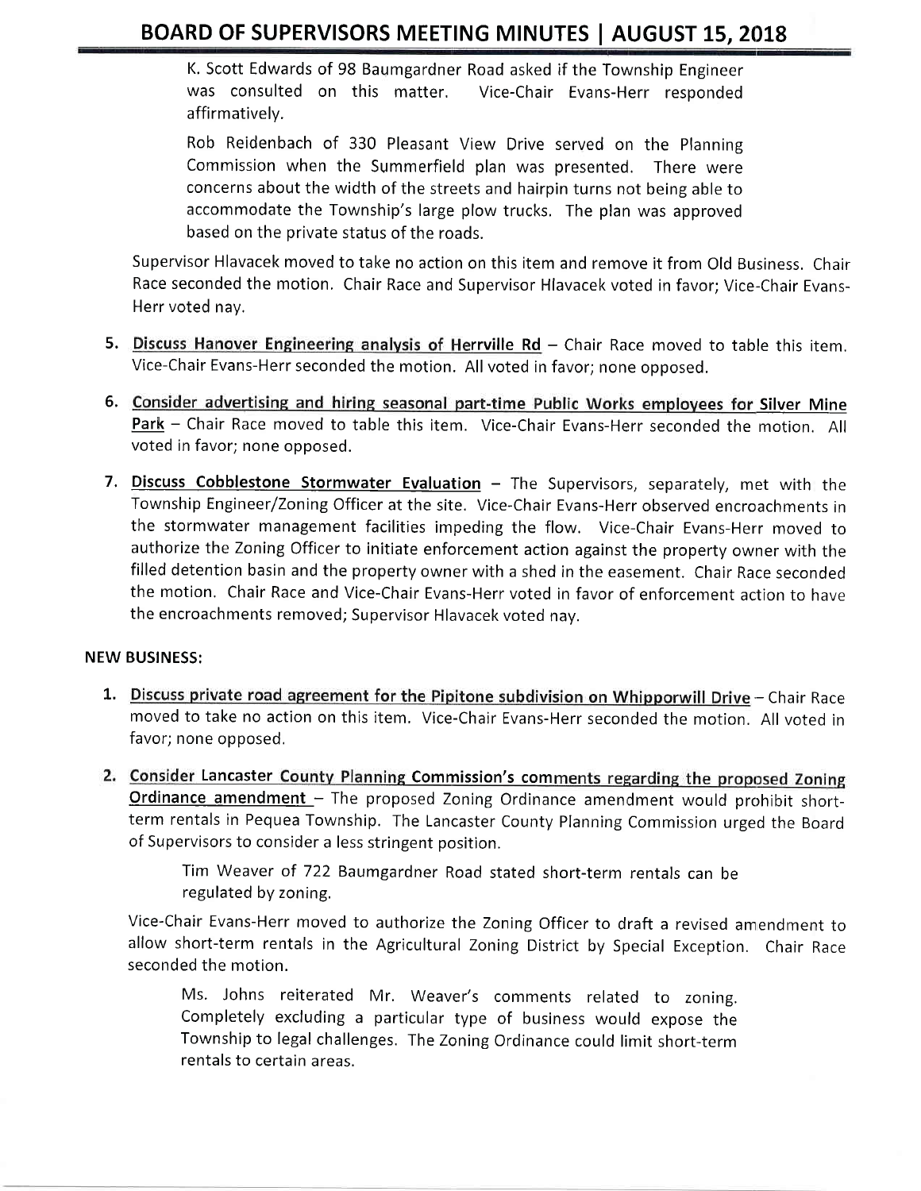K. Scott Edwards of 98 Baumgardner Road asked if the Township Engineer was consulted on this matter. Vice-Chair Evans-Herr responded affirmatively.

Rob Reidenbach of 330 Pleasant View Drive served on the Planning Commission when the Summerfield plan was presented. There were concerns about the width of the streets and hairpin turns not being able to accommodate the Township's large plow trucks. The plan was approved based on the private status of the roads.

Supervisor Hlavacek moved to take no action on this item and remove it from Old Business. Chair Race seconded the motion. Chair Race and Supervisor Hlavacek voted in favor; Vice-Chair Evans-Herr voted nay.

5. **Discuss Hanover Engineering analysis of Herrville Rd** – Chair Race moved to table this item. Vice-Chair Evans-Herr seconded the motion. All voted in favor; none opposed.

6. **Consider advertising and hiring seasonal part-time Public Works employees for Silver Mine Park** – Chair Race moved to table this item. Vice-Chair Evans-Herr seconded the motion. All voted in favor; none opposed.

7. **Discuss Cobblestone Stormwater Evaluation** – The Supervisors, separately, met with the Township Engineer/Zoning Officer at the site. Vice-Chair Evans-Herr observed encroachments in the stormwater management facilities impeding the flow. Vice-Chair Evans-Herr moved to authorize the Zoning Officer to initiate enforcement action against the property owner with the filled detention basin and the property owner with a shed in the easement. Chair Race seconded the motion. Chair Race and Vice-Chair Evans-Herr voted in favor of enforcement action to have the encroachments removed; Supervisor Hlavacek voted nay.

**NEW BUSINESS:**

1. **Discuss private road agreement for the Pipitone subdivision on Whipporwill Drive** – Chair Race moved to take no action on this item. Vice-Chair Evans-Herr seconded the motion. All voted in favor; none opposed.

2. **Consider Lancaster County Planning Commission's comments regarding the proposed Zoning Ordinance amendment** – The proposed Zoning Ordinance amendment would prohibit short-term rentals in Pequea Township. The Lancaster County Planning Commission urged the Board of Supervisors to consider a less stringent position.

Tim Weaver of 722 Baumgardner Road stated short-term rentals can be regulated by zoning.

Vice-Chair Evans-Herr moved to authorize the Zoning Officer to draft a revised amendment to allow short-term rentals in the Agricultural Zoning District by Special Exception. Chair Race seconded the motion.

Ms. Johns reiterated Mr. Weaver's comments related to zoning. Completely excluding a particular type of business would expose the Township to legal challenges. The Zoning Ordinance could limit short-term rentals to certain areas.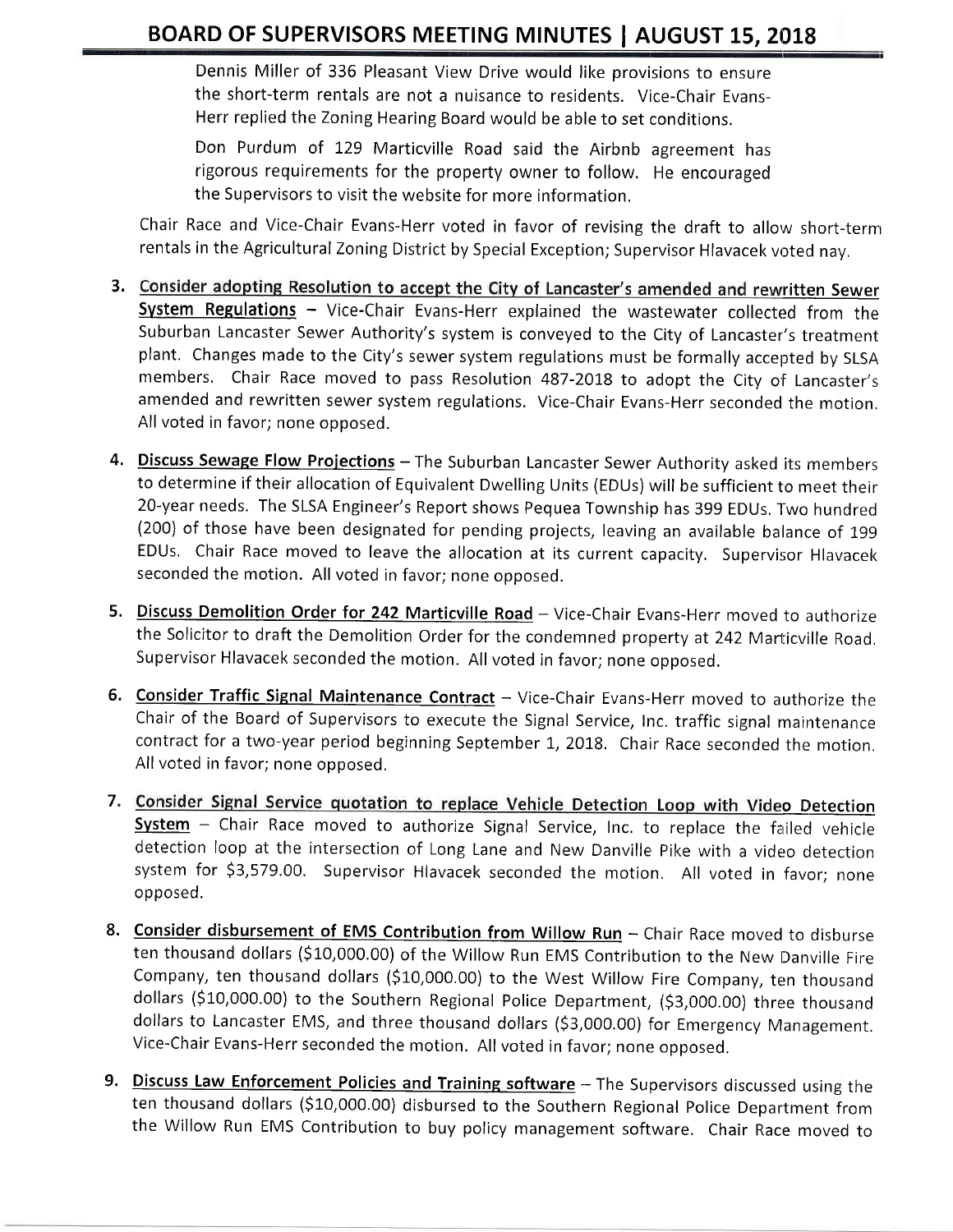Dennis Miller of 336 Pleasant View Drive would like provisions to ensure the short-term rentals are not a nuisance to residents. Vice-Chair Evans-Herr replied the Zoning Hearing Board would be able to set conditions.

Don Purdum of 129 Marticville Road said the Airbnb agreement has rigorous requirements for the property owner to follow. He encouraged the Supervisors to visit the website for more information.

Chair Race and Vice-Chair Evans-Herr voted in favor of revising the draft to allow short-term rentals in the Agricultural Zoning District by Special Exception; Supervisor Hlavacek voted nay.

3. **Consider adopting Resolution to accept the City of Lancaster's amended and rewritten Sewer System Regulations** – Vice-Chair Evans-Herr explained the wastewater collected from the Suburban Lancaster Sewer Authority's system is conveyed to the City of Lancaster's treatment plant. Changes made to the City's sewer system regulations must be formally accepted by SLSA members. Chair Race moved to pass Resolution 487-2018 to adopt the City of Lancaster's amended and rewritten sewer system regulations. Vice-Chair Evans-Herr seconded the motion. All voted in favor; none opposed.

4. **Discuss Sewage Flow Projections** – The Suburban Lancaster Sewer Authority asked its members to determine if their allocation of Equivalent Dwelling Units (EDUs) will be sufficient to meet their 20-year needs. The SLSA Engineer's Report shows Pequea Township has 399 EDUs. Two hundred (200) of those have been designated for pending projects, leaving an available balance of 199 EDUs. Chair Race moved to leave the allocation at its current capacity. Supervisor Hlavacek seconded the motion. All voted in favor; none opposed.

5. **Discuss Demolition Order for 242 Marticville Road** – Vice-Chair Evans-Herr moved to authorize the Solicitor to draft the Demolition Order for the condemned property at 242 Marticville Road. Supervisor Hlavacek seconded the motion. All voted in favor; none opposed.

6. **Consider Traffic Signal Maintenance Contract** – Vice-Chair Evans-Herr moved to authorize the Chair of the Board of Supervisors to execute the Signal Service, Inc. traffic signal maintenance contract for a two-year period beginning September 1, 2018. Chair Race seconded the motion. All voted in favor; none opposed.

7. **Consider Signal Service quotation to replace Vehicle Detection Loop with Video Detection System** – Chair Race moved to authorize Signal Service, Inc. to replace the failed vehicle detection loop at the intersection of Long Lane and New Danville Pike with a video detection system for $3,579.00. Supervisor Hlavacek seconded the motion. All voted in favor; none opposed.

8. **Consider disbursement of EMS Contribution from Willow Run** – Chair Race moved to disburse ten thousand dollars ($10,000.00) of the Willow Run EMS Contribution to the New Danville Fire Company, ten thousand dollars ($10,000.00) to the West Willow Fire Company, ten thousand dollars ($10,000.00) to the Southern Regional Police Department, ($3,000.00) three thousand dollars to Lancaster EMS, and three thousand dollars ($3,000.00) for Emergency Management. Vice-Chair Evans-Herr seconded the motion. All voted in favor; none opposed.

9. **Discuss Law Enforcement Policies and Training software** – The Supervisors discussed using the ten thousand dollars ($10,000.00) disbursed to the Southern Regional Police Department from the Willow Run EMS Contribution to buy policy management software. Chair Race moved to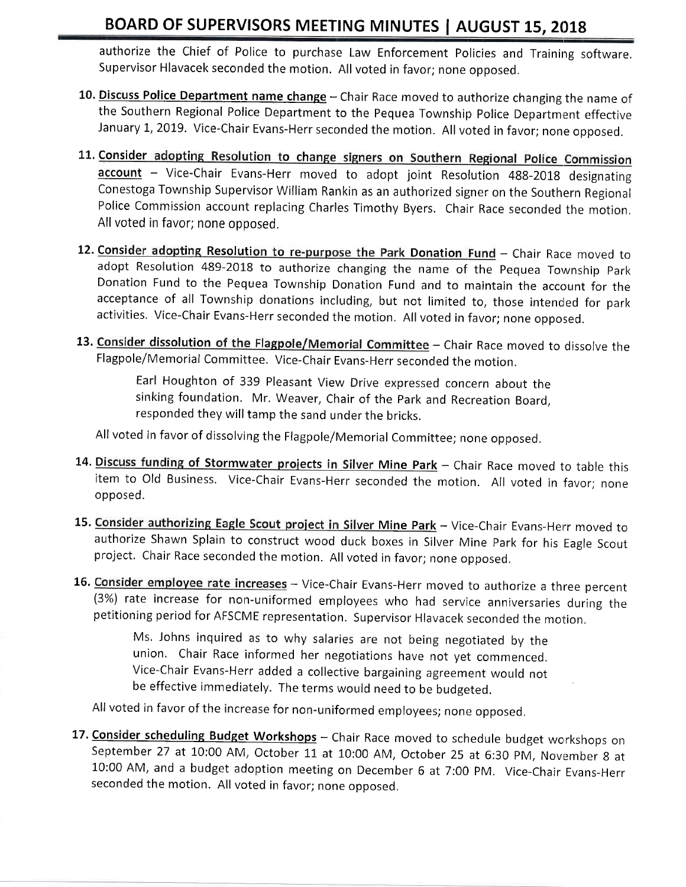authorize the Chief of Police to purchase Law Enforcement Policies and Training software. Supervisor Hlavacek seconded the motion. All voted in favor; none opposed.

10. **Discuss Police Department name change** – Chair Race moved to authorize changing the name of the Southern Regional Police Department to the Pequea Township Police Department effective January 1, 2019. Vice-Chair Evans-Herr seconded the motion. All voted in favor; none opposed.

11. **Consider adopting Resolution to change signers on Southern Regional Police Commission account** – Vice-Chair Evans-Herr moved to adopt joint Resolution 488-2018 designating Conestoga Township Supervisor William Rankin as an authorized signer on the Southern Regional Police Commission account replacing Charles Timothy Byers. Chair Race seconded the motion. All voted in favor; none opposed.

12. **Consider adopting Resolution to re-purpose the Park Donation Fund** – Chair Race moved to adopt Resolution 489-2018 to authorize changing the name of the Pequea Township Park Donation Fund to the Pequea Township Donation Fund and to maintain the account for the acceptance of all Township donations including, but not limited to, those intended for park activities. Vice-Chair Evans-Herr seconded the motion. All voted in favor; none opposed.

13. **Consider dissolution of the Flagpole/Memorial Committee** – Chair Race moved to dissolve the Flagpole/Memorial Committee. Vice-Chair Evans-Herr seconded the motion.

    Earl Houghton of 339 Pleasant View Drive expressed concern about the sinking foundation. Mr. Weaver, Chair of the Park and Recreation Board, responded they will tamp the sand under the bricks.

    All voted in favor of dissolving the Flagpole/Memorial Committee; none opposed.

14. **Discuss funding of Stormwater projects in Silver Mine Park** – Chair Race moved to table this item to Old Business. Vice-Chair Evans-Herr seconded the motion. All voted in favor; none opposed.

15. **Consider authorizing Eagle Scout project in Silver Mine Park** – Vice-Chair Evans-Herr moved to authorize Shawn Splain to construct wood duck boxes in Silver Mine Park for his Eagle Scout project. Chair Race seconded the motion. All voted in favor; none opposed.

16. **Consider employee rate increases** – Vice-Chair Evans-Herr moved to authorize a three percent (3%) rate increase for non-uniformed employees who had service anniversaries during the petitioning period for AFSCME representation. Supervisor Hlavacek seconded the motion.

    Ms. Johns inquired as to why salaries are not being negotiated by the union. Chair Race informed her negotiations have not yet commenced. Vice-Chair Evans-Herr added a collective bargaining agreement would not be effective immediately. The terms would need to be budgeted.

    All voted in favor of the increase for non-uniformed employees; none opposed.

17. **Consider scheduling Budget Workshops** – Chair Race moved to schedule budget workshops on September 27 at 10:00 AM, October 11 at 10:00 AM, October 25 at 6:30 PM, November 8 at 10:00 AM, and a budget adoption meeting on December 6 at 7:00 PM. Vice-Chair Evans-Herr seconded the motion. All voted in favor; none opposed.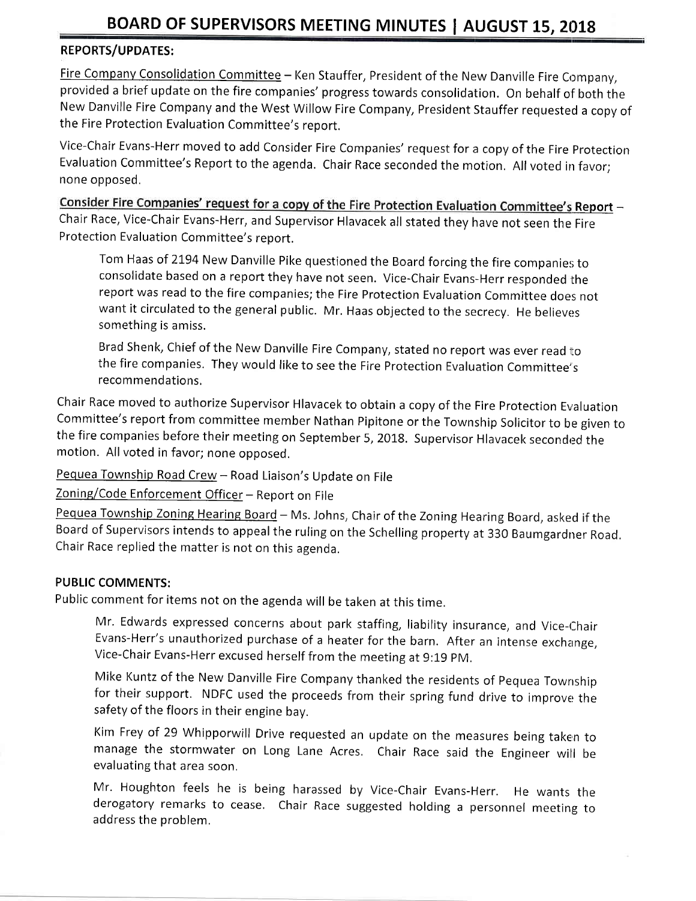# BOARD OF SUPERVISORS MEETING MINUTES | AUGUST 15, 2018

## REPORTS/UPDATES:

Fire Company Consolidation Committee – Ken Stauffer, President of the New Danville Fire Company, provided a brief update on the fire companies' progress towards consolidation. On behalf of both the New Danville Fire Company and the West Willow Fire Company, President Stauffer requested a copy of the Fire Protection Evaluation Committee's report.

Vice-Chair Evans-Herr moved to add Consider Fire Companies' request for a copy of the Fire Protection Evaluation Committee's Report to the agenda. Chair Race seconded the motion. All voted in favor; none opposed.

**Consider Fire Companies' request for a copy of the Fire Protection Evaluation Committee's Report** – Chair Race, Vice-Chair Evans-Herr, and Supervisor Hlavacek all stated they have not seen the Fire Protection Evaluation Committee's report.

> Tom Haas of 2194 New Danville Pike questioned the Board forcing the fire companies to consolidate based on a report they have not seen. Vice-Chair Evans-Herr responded the report was read to the fire companies; the Fire Protection Evaluation Committee does not want it circulated to the general public. Mr. Haas objected to the secrecy. He believes something is amiss.
>
> Brad Shenk, Chief of the New Danville Fire Company, stated no report was ever read to the fire companies. They would like to see the Fire Protection Evaluation Committee's recommendations.

Chair Race moved to authorize Supervisor Hlavacek to obtain a copy of the Fire Protection Evaluation Committee's report from committee member Nathan Pipitone or the Township Solicitor to be given to the fire companies before their meeting on September 5, 2018. Supervisor Hlavacek seconded the motion. All voted in favor; none opposed.

Pequea Township Road Crew – Road Liaison's Update on File

Zoning/Code Enforcement Officer – Report on File

Pequea Township Zoning Hearing Board – Ms. Johns, Chair of the Zoning Hearing Board, asked if the Board of Supervisors intends to appeal the ruling on the Schelling property at 330 Baumgardner Road. Chair Race replied the matter is not on this agenda.

## PUBLIC COMMENTS:

Public comment for items not on the agenda will be taken at this time.

> Mr. Edwards expressed concerns about park staffing, liability insurance, and Vice-Chair Evans-Herr's unauthorized purchase of a heater for the barn. After an intense exchange, Vice-Chair Evans-Herr excused herself from the meeting at 9:19 PM.
>
> Mike Kuntz of the New Danville Fire Company thanked the residents of Pequea Township for their support. NDFC used the proceeds from their spring fund drive to improve the safety of the floors in their engine bay.
>
> Kim Frey of 29 Whipporwill Drive requested an update on the measures being taken to manage the stormwater on Long Lane Acres. Chair Race said the Engineer will be evaluating that area soon.
>
> Mr. Houghton feels he is being harassed by Vice-Chair Evans-Herr. He wants the derogatory remarks to cease. Chair Race suggested holding a personnel meeting to address the problem.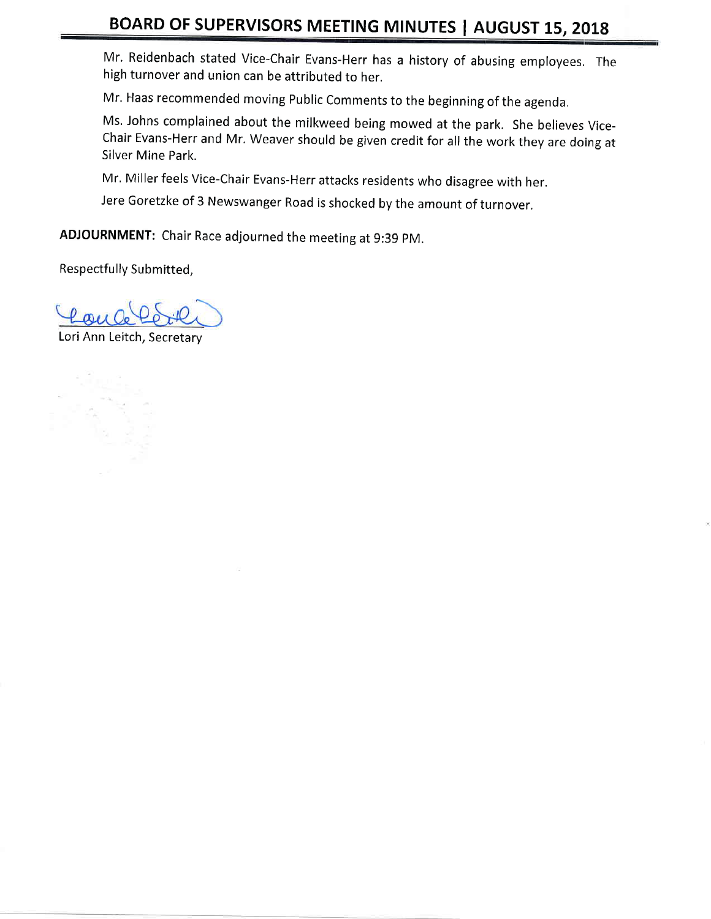Mr. Reidenbach stated Vice-Chair Evans-Herr has a history of abusing employees. The high turnover and union can be attributed to her.

Mr. Haas recommended moving Public Comments to the beginning of the agenda.

Ms. Johns complained about the milkweed being mowed at the park. She believes Vice-Chair Evans-Herr and Mr. Weaver should be given credit for all the work they are doing at Silver Mine Park.

Mr. Miller feels Vice-Chair Evans-Herr attacks residents who disagree with her.

Jere Goretzke of 3 Newswanger Road is shocked by the amount of turnover.

**ADJOURNMENT:** Chair Race adjourned the meeting at 9:39 PM.

Respectfully Submitted,

Lori Ann Leitch, Secretary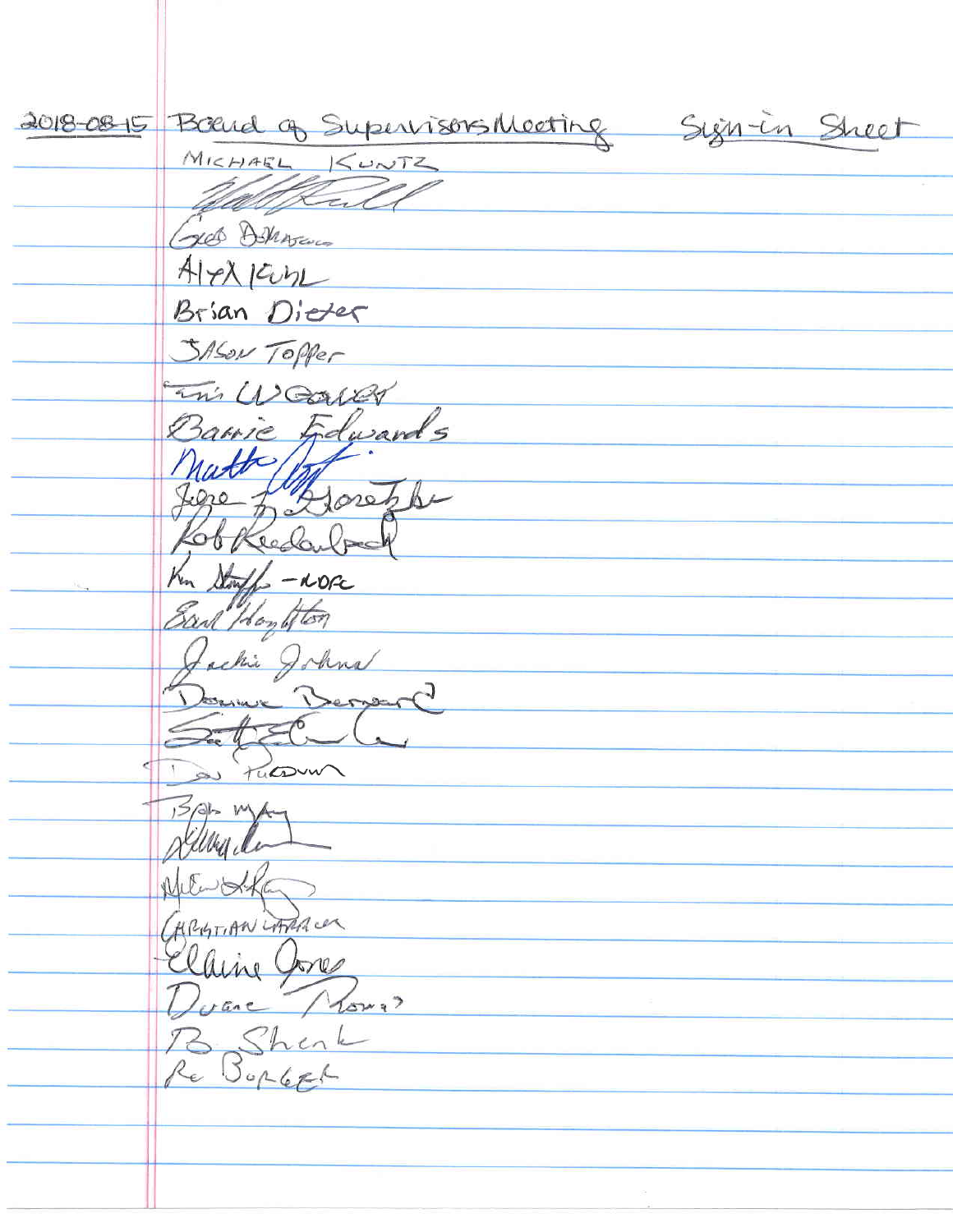2018-08-15 Board of Supervisors Meeting Sign-in Sheet

MICHAEL KUNTZ

Walt Reed

Geo Johnson

Alex Kuhl

Brian Dieter

JASON Topper

Tris Weaver

Barrie Edwards

Matt

Jere Lorentz

Rob Reedenbach

Kim Stauffer - NOFC

Earl Houghton

Jackie Johns

Dennis Bergard

Scott

Dan Purdum

Bob May

Miller

CHRISTIAN LAMACCA

Elaine Jones

Duane Morris

B Shenk

Re Borger